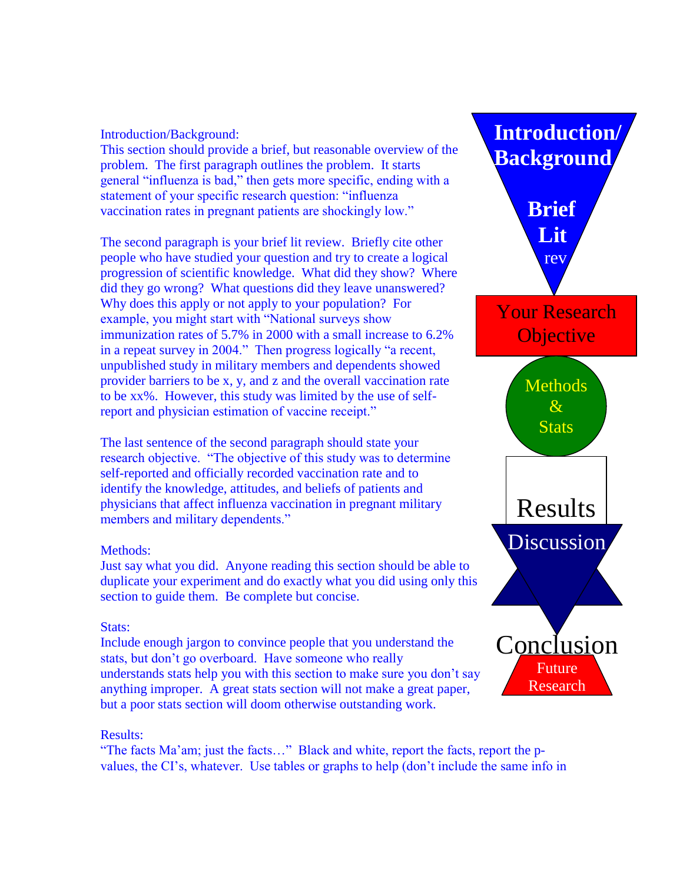Introduction/Background:

This section should provide a brief, but reasonable overview of the problem. The first paragraph outlines the problem. It starts general "influenza is bad," then gets more specific, ending with a statement of your specific research question: "influenza vaccination rates in pregnant patients are shockingly low."

The second paragraph is your brief lit review. Briefly cite other people who have studied your question and try to create a logical progression of scientific knowledge. What did they show? Where did they go wrong? What questions did they leave unanswered? Why does this apply or not apply to your population? For example, you might start with "National surveys show immunization rates of 5.7% in 2000 with a small increase to 6.2% in a repeat survey in 2004." Then progress logically "a recent, unpublished study in military members and dependents showed provider barriers to be x, y, and z and the overall vaccination rate to be xx%. However, this study was limited by the use of self-report and physician estimation of vaccine receipt."

The last sentence of the second paragraph should state your research objective. "The objective of this study was to determine self-reported and officially recorded vaccination rate and to identify the knowledge, attitudes, and beliefs of patients and physicians that affect influenza vaccination in pregnant military members and military dependents."

Methods:

Just say what you did. Anyone reading this section should be able to duplicate your experiment and do exactly what you did using only this section to guide them. Be complete but concise.

Stats:

Include enough jargon to convince people that you understand the stats, but don't go overboard. Have someone who really understands stats help you with this section to make sure you don't say anything improper. A great stats section will not make a great paper, but a poor stats section will doom otherwise outstanding work.

Results:

"The facts Ma'am; just the facts…" Black and white, report the facts, report the p-values, the CI's, whatever. Use tables or graphs to help (don't include the same info in

**Introduction/ Background**

**Brief Lit** rev

Your Research Objective

Methods & Stats

Results

Discussion

Conclusion

Future Research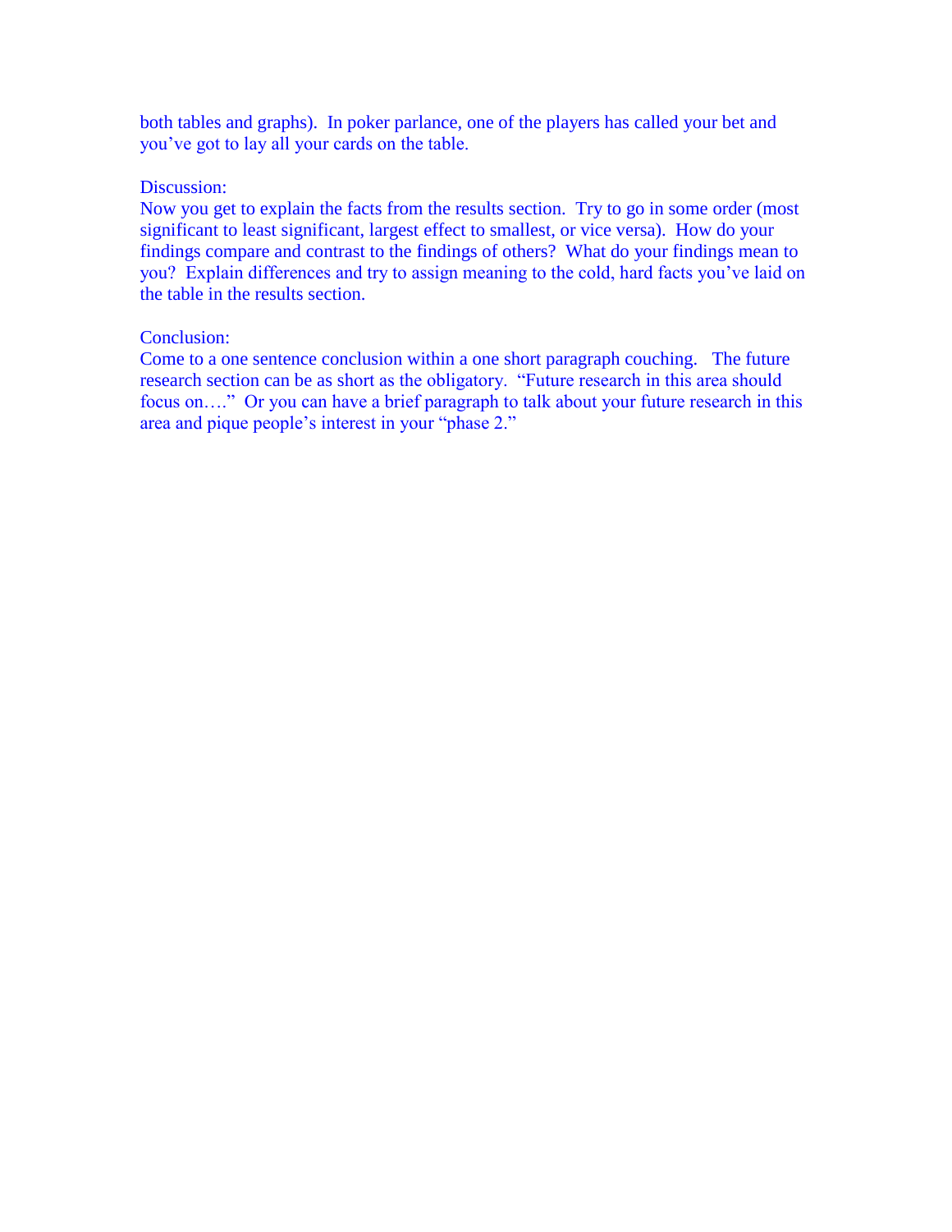both tables and graphs). In poker parlance, one of the players has called your bet and you've got to lay all your cards on the table.

Discussion:
Now you get to explain the facts from the results section. Try to go in some order (most significant to least significant, largest effect to smallest, or vice versa). How do your findings compare and contrast to the findings of others? What do your findings mean to you? Explain differences and try to assign meaning to the cold, hard facts you've laid on the table in the results section.

Conclusion:
Come to a one sentence conclusion within a one short paragraph couching. The future research section can be as short as the obligatory. "Future research in this area should focus on…." Or you can have a brief paragraph to talk about your future research in this area and pique people's interest in your "phase 2."